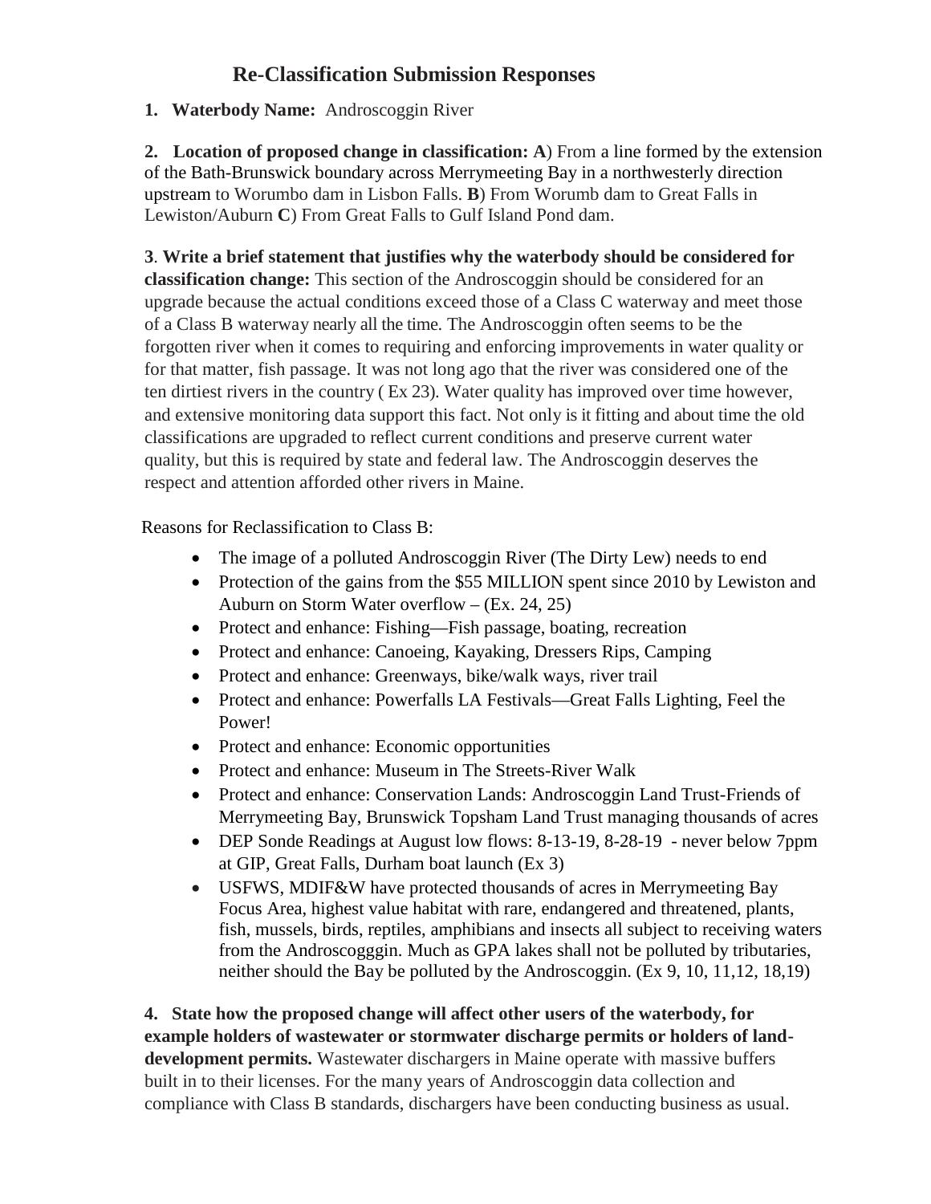# Re-Classification Submission Responses

1. **Waterbody Name:** Androscoggin River

2. **Location of proposed change in classification: A**) From a line formed by the extension of the Bath-Brunswick boundary across Merrymeeting Bay in a northwesterly direction upstream to Worumbo dam in Lisbon Falls. **B**) From Worumb dam to Great Falls in Lewiston/Auburn **C**) From Great Falls to Gulf Island Pond dam.

3. **Write a brief statement that justifies why the waterbody should be considered for classification change:** This section of the Androscoggin should be considered for an upgrade because the actual conditions exceed those of a Class C waterway and meet those of a Class B waterway nearly all the time. The Androscoggin often seems to be the forgotten river when it comes to requiring and enforcing improvements in water quality or for that matter, fish passage. It was not long ago that the river was considered one of the ten dirtiest rivers in the country ( Ex 23). Water quality has improved over time however, and extensive monitoring data support this fact. Not only is it fitting and about time the old classifications are upgraded to reflect current conditions and preserve current water quality, but this is required by state and federal law. The Androscoggin deserves the respect and attention afforded other rivers in Maine.

Reasons for Reclassification to Class B:

- The image of a polluted Androscoggin River (The Dirty Lew) needs to end
- Protection of the gains from the $55 MILLION spent since 2010 by Lewiston and Auburn on Storm Water overflow – (Ex. 24, 25)
- Protect and enhance: Fishing—Fish passage, boating, recreation
- Protect and enhance: Canoeing, Kayaking, Dressers Rips, Camping
- Protect and enhance: Greenways, bike/walk ways, river trail
- Protect and enhance: Powerfalls LA Festivals—Great Falls Lighting, Feel the Power!
- Protect and enhance: Economic opportunities
- Protect and enhance: Museum in The Streets-River Walk
- Protect and enhance: Conservation Lands: Androscoggin Land Trust-Friends of Merrymeeting Bay, Brunswick Topsham Land Trust managing thousands of acres
- DEP Sonde Readings at August low flows: 8-13-19, 8-28-19 - never below 7ppm at GIP, Great Falls, Durham boat launch (Ex 3)
- USFWS, MDIF&W have protected thousands of acres in Merrymeeting Bay Focus Area, highest value habitat with rare, endangered and threatened, plants, fish, mussels, birds, reptiles, amphibians and insects all subject to receiving waters from the Androscogggin. Much as GPA lakes shall not be polluted by tributaries, neither should the Bay be polluted by the Androscoggin. (Ex 9, 10, 11,12, 18,19)

4. **State how the proposed change will affect other users of the waterbody, for example holders of wastewater or stormwater discharge permits or holders of land-development permits.** Wastewater dischargers in Maine operate with massive buffers built in to their licenses. For the many years of Androscoggin data collection and compliance with Class B standards, dischargers have been conducting business as usual.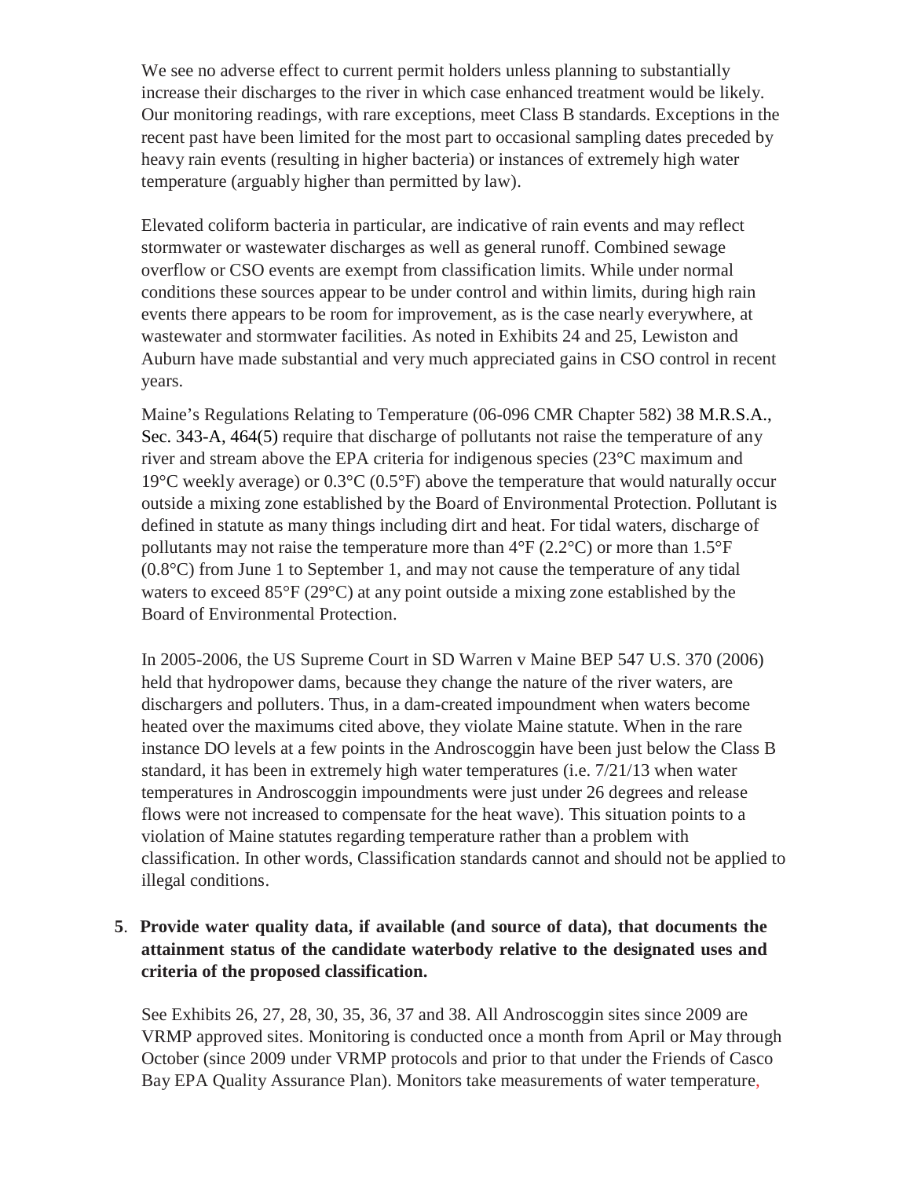We see no adverse effect to current permit holders unless planning to substantially increase their discharges to the river in which case enhanced treatment would be likely. Our monitoring readings, with rare exceptions, meet Class B standards. Exceptions in the recent past have been limited for the most part to occasional sampling dates preceded by heavy rain events (resulting in higher bacteria) or instances of extremely high water temperature (arguably higher than permitted by law).

Elevated coliform bacteria in particular, are indicative of rain events and may reflect stormwater or wastewater discharges as well as general runoff. Combined sewage overflow or CSO events are exempt from classification limits. While under normal conditions these sources appear to be under control and within limits, during high rain events there appears to be room for improvement, as is the case nearly everywhere, at wastewater and stormwater facilities. As noted in Exhibits 24 and 25, Lewiston and Auburn have made substantial and very much appreciated gains in CSO control in recent years.

Maine's Regulations Relating to Temperature (06-096 CMR Chapter 582) 38 M.R.S.A., Sec. 343-A, 464(5) require that discharge of pollutants not raise the temperature of any river and stream above the EPA criteria for indigenous species (23°C maximum and 19°C weekly average) or 0.3°C (0.5°F) above the temperature that would naturally occur outside a mixing zone established by the Board of Environmental Protection. Pollutant is defined in statute as many things including dirt and heat. For tidal waters, discharge of pollutants may not raise the temperature more than 4°F (2.2°C) or more than 1.5°F (0.8°C) from June 1 to September 1, and may not cause the temperature of any tidal waters to exceed 85°F (29°C) at any point outside a mixing zone established by the Board of Environmental Protection.

In 2005-2006, the US Supreme Court in SD Warren v Maine BEP 547 U.S. 370 (2006) held that hydropower dams, because they change the nature of the river waters, are dischargers and polluters. Thus, in a dam-created impoundment when waters become heated over the maximums cited above, they violate Maine statute. When in the rare instance DO levels at a few points in the Androscoggin have been just below the Class B standard, it has been in extremely high water temperatures (i.e. 7/21/13 when water temperatures in Androscoggin impoundments were just under 26 degrees and release flows were not increased to compensate for the heat wave). This situation points to a violation of Maine statutes regarding temperature rather than a problem with classification. In other words, Classification standards cannot and should not be applied to illegal conditions.

**5. Provide water quality data, if available (and source of data), that documents the attainment status of the candidate waterbody relative to the designated uses and criteria of the proposed classification.**

See Exhibits 26, 27, 28, 30, 35, 36, 37 and 38. All Androscoggin sites since 2009 are VRMP approved sites. Monitoring is conducted once a month from April or May through October (since 2009 under VRMP protocols and prior to that under the Friends of Casco Bay EPA Quality Assurance Plan). Monitors take measurements of water temperature,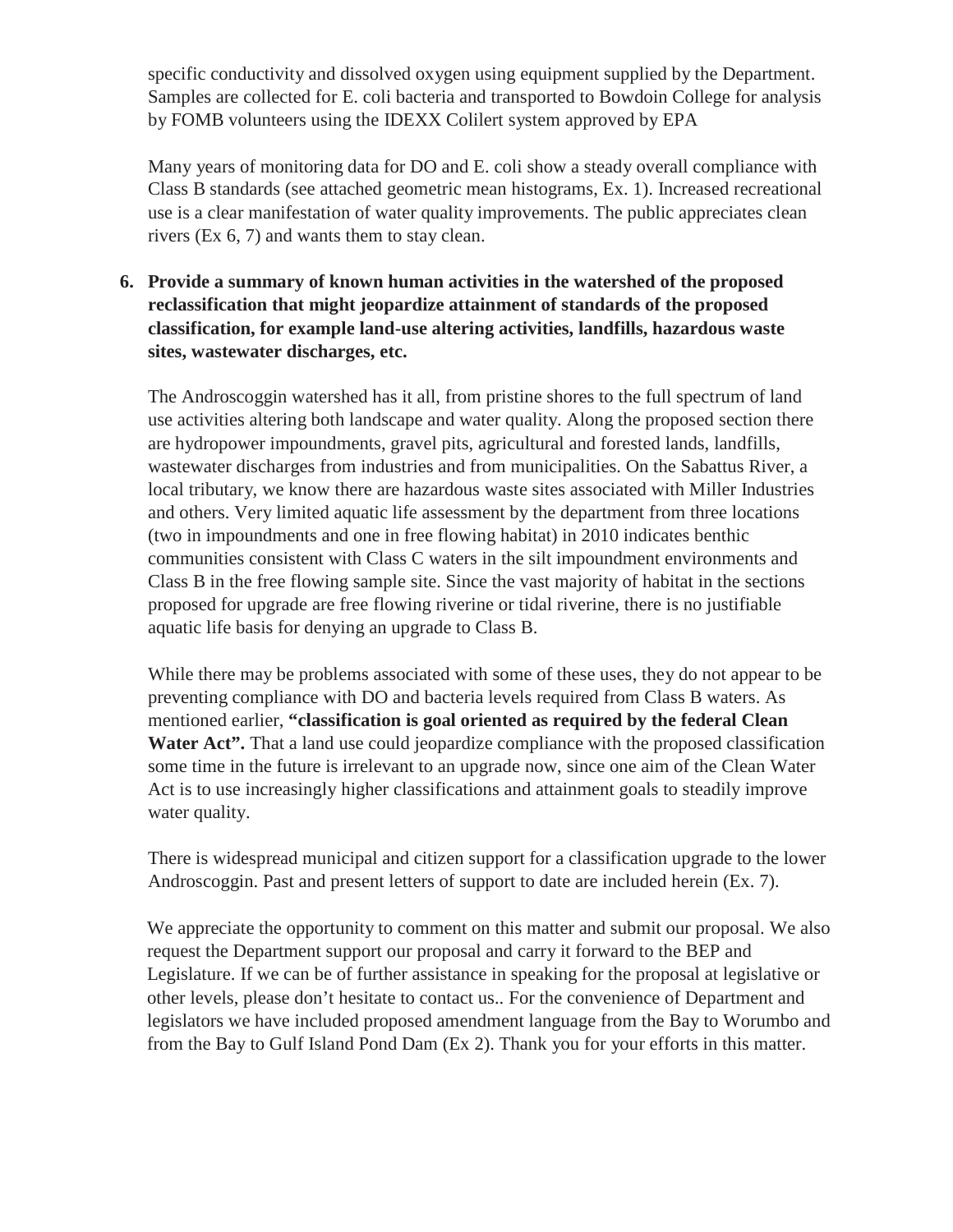specific conductivity and dissolved oxygen using equipment supplied by the Department. Samples are collected for E. coli bacteria and transported to Bowdoin College for analysis by FOMB volunteers using the IDEXX Colilert system approved by EPA

Many years of monitoring data for DO and E. coli show a steady overall compliance with Class B standards (see attached geometric mean histograms, Ex. 1). Increased recreational use is a clear manifestation of water quality improvements. The public appreciates clean rivers (Ex 6, 7) and wants them to stay clean.

6. **Provide a summary of known human activities in the watershed of the proposed reclassification that might jeopardize attainment of standards of the proposed classification, for example land-use altering activities, landfills, hazardous waste sites, wastewater discharges, etc.**

   The Androscoggin watershed has it all, from pristine shores to the full spectrum of land use activities altering both landscape and water quality. Along the proposed section there are hydropower impoundments, gravel pits, agricultural and forested lands, landfills, wastewater discharges from industries and from municipalities. On the Sabattus River, a local tributary, we know there are hazardous waste sites associated with Miller Industries and others. Very limited aquatic life assessment by the department from three locations (two in impoundments and one in free flowing habitat) in 2010 indicates benthic communities consistent with Class C waters in the silt impoundment environments and Class B in the free flowing sample site. Since the vast majority of habitat in the sections proposed for upgrade are free flowing riverine or tidal riverine, there is no justifiable aquatic life basis for denying an upgrade to Class B.

   While there may be problems associated with some of these uses, they do not appear to be preventing compliance with DO and bacteria levels required from Class B waters. As mentioned earlier, **"classification is goal oriented as required by the federal Clean Water Act".** That a land use could jeopardize compliance with the proposed classification some time in the future is irrelevant to an upgrade now, since one aim of the Clean Water Act is to use increasingly higher classifications and attainment goals to steadily improve water quality.

   There is widespread municipal and citizen support for a classification upgrade to the lower Androscoggin. Past and present letters of support to date are included herein (Ex. 7).

   We appreciate the opportunity to comment on this matter and submit our proposal. We also request the Department support our proposal and carry it forward to the BEP and Legislature. If we can be of further assistance in speaking for the proposal at legislative or other levels, please don't hesitate to contact us.. For the convenience of Department and legislators we have included proposed amendment language from the Bay to Worumbo and from the Bay to Gulf Island Pond Dam (Ex 2). Thank you for your efforts in this matter.